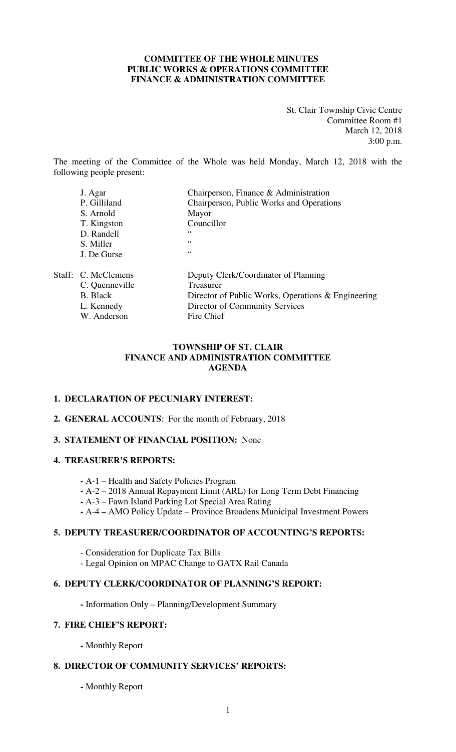**COMMITTEE OF THE WHOLE MINUTES**
**PUBLIC WORKS & OPERATIONS COMMITTEE**
**FINANCE & ADMINISTRATION COMMITTEE**

St. Clair Township Civic Centre
Committee Room #1
March 12, 2018
3:00 p.m.

The meeting of the Committee of the Whole was held Monday, March 12, 2018 with the following people present:

| | |
|---|---|
| J. Agar | Chairperson, Finance & Administration |
| P. Gilliland | Chairperson, Public Works and Operations |
| S. Arnold | Mayor |
| T. Kingston | Councillor |
| D. Randell | " |
| S. Miller | " |
| J. De Gurse | " |

| | |
|---|---|
| Staff: C. McClemens | Deputy Clerk/Coordinator of Planning |
| C. Quenneville | Treasurer |
| B. Black | Director of Public Works, Operations & Engineering |
| L. Kennedy | Director of Community Services |
| W. Anderson | Fire Chief |

## TOWNSHIP OF ST. CLAIR
## FINANCE AND ADMINISTRATION COMMITTEE
## AGENDA

**1. DECLARATION OF PECUNIARY INTEREST:**

**2. GENERAL ACCOUNTS**: For the month of February, 2018

**3. STATEMENT OF FINANCIAL POSITION:** None

**4. TREASURER'S REPORTS:**

- A-1 – Health and Safety Policies Program
- A-2 – 2018 Annual Repayment Limit (ARL) for Long Term Debt Financing
- A-3 – Fawn Island Parking Lot Special Area Rating
- A-4 – AMO Policy Update – Province Broadens Municipal Investment Powers

**5. DEPUTY TREASURER/COORDINATOR OF ACCOUNTING'S REPORTS:**

- Consideration for Duplicate Tax Bills
- Legal Opinion on MPAC Change to GATX Rail Canada

**6. DEPUTY CLERK/COORDINATOR OF PLANNING'S REPORT:**

- Information Only – Planning/Development Summary

**7. FIRE CHIEF'S REPORT:**

- Monthly Report

**8. DIRECTOR OF COMMUNITY SERVICES' REPORTS:**

- Monthly Report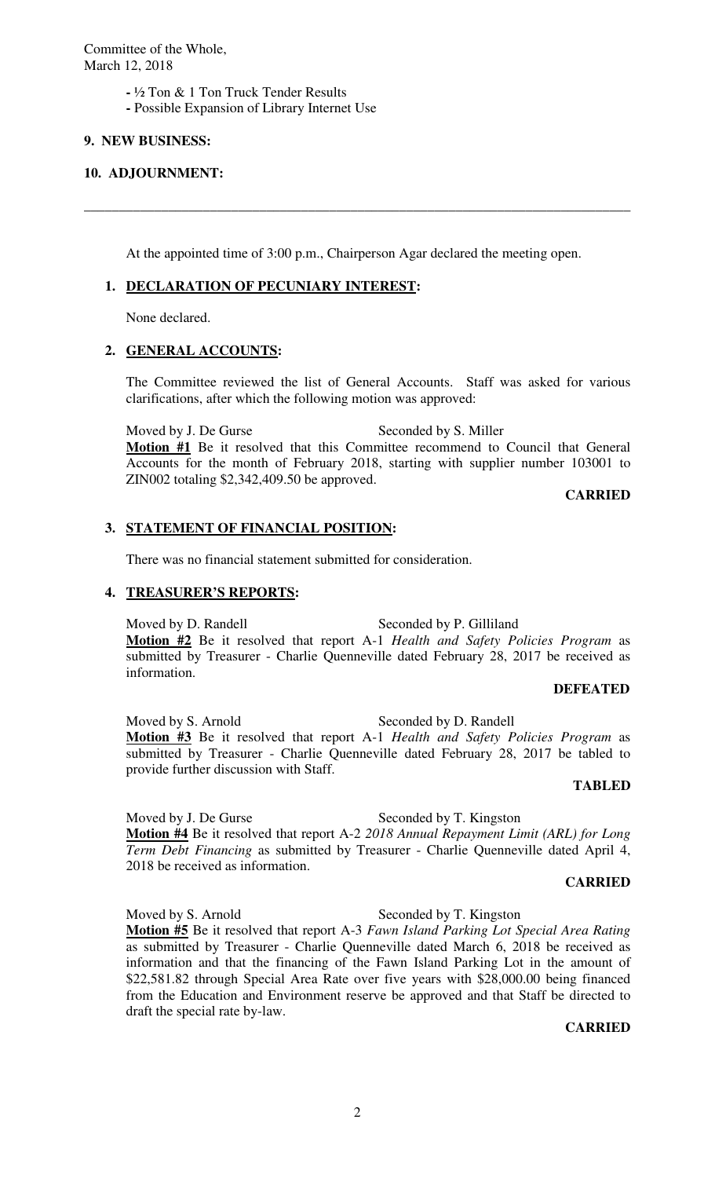- ½ Ton & 1 Ton Truck Tender Results
- Possible Expansion of Library Internet Use

**9. NEW BUSINESS:**

**10. ADJOURNMENT:**

---

At the appointed time of 3:00 p.m., Chairperson Agar declared the meeting open.

## 1. DECLARATION OF PECUNIARY INTEREST:

None declared.

## 2. GENERAL ACCOUNTS:

The Committee reviewed the list of General Accounts. Staff was asked for various clarifications, after which the following motion was approved:

Moved by J. De Gurse Seconded by S. Miller

**Motion #1** Be it resolved that this Committee recommend to Council that General Accounts for the month of February 2018, starting with supplier number 103001 to ZIN002 totaling $2,342,409.50 be approved.

**CARRIED**

## 3. STATEMENT OF FINANCIAL POSITION:

There was no financial statement submitted for consideration.

## 4. TREASURER'S REPORTS:

Moved by D. Randell Seconded by P. Gilliland

**Motion #2** Be it resolved that report A-1 *Health and Safety Policies Program* as submitted by Treasurer - Charlie Quenneville dated February 28, 2017 be received as information.

**DEFEATED**

Moved by S. Arnold Seconded by D. Randell

**Motion #3** Be it resolved that report A-1 *Health and Safety Policies Program* as submitted by Treasurer - Charlie Quenneville dated February 28, 2017 be tabled to provide further discussion with Staff.

**TABLED**

Moved by J. De Gurse Seconded by T. Kingston

**Motion #4** Be it resolved that report A-2 *2018 Annual Repayment Limit (ARL) for Long Term Debt Financing* as submitted by Treasurer - Charlie Quenneville dated April 4, 2018 be received as information.

**CARRIED**

Moved by S. Arnold Seconded by T. Kingston

**Motion #5** Be it resolved that report A-3 *Fawn Island Parking Lot Special Area Rating* as submitted by Treasurer - Charlie Quenneville dated March 6, 2018 be received as information and that the financing of the Fawn Island Parking Lot in the amount of $22,581.82 through Special Area Rate over five years with $28,000.00 being financed from the Education and Environment reserve be approved and that Staff be directed to draft the special rate by-law.

**CARRIED**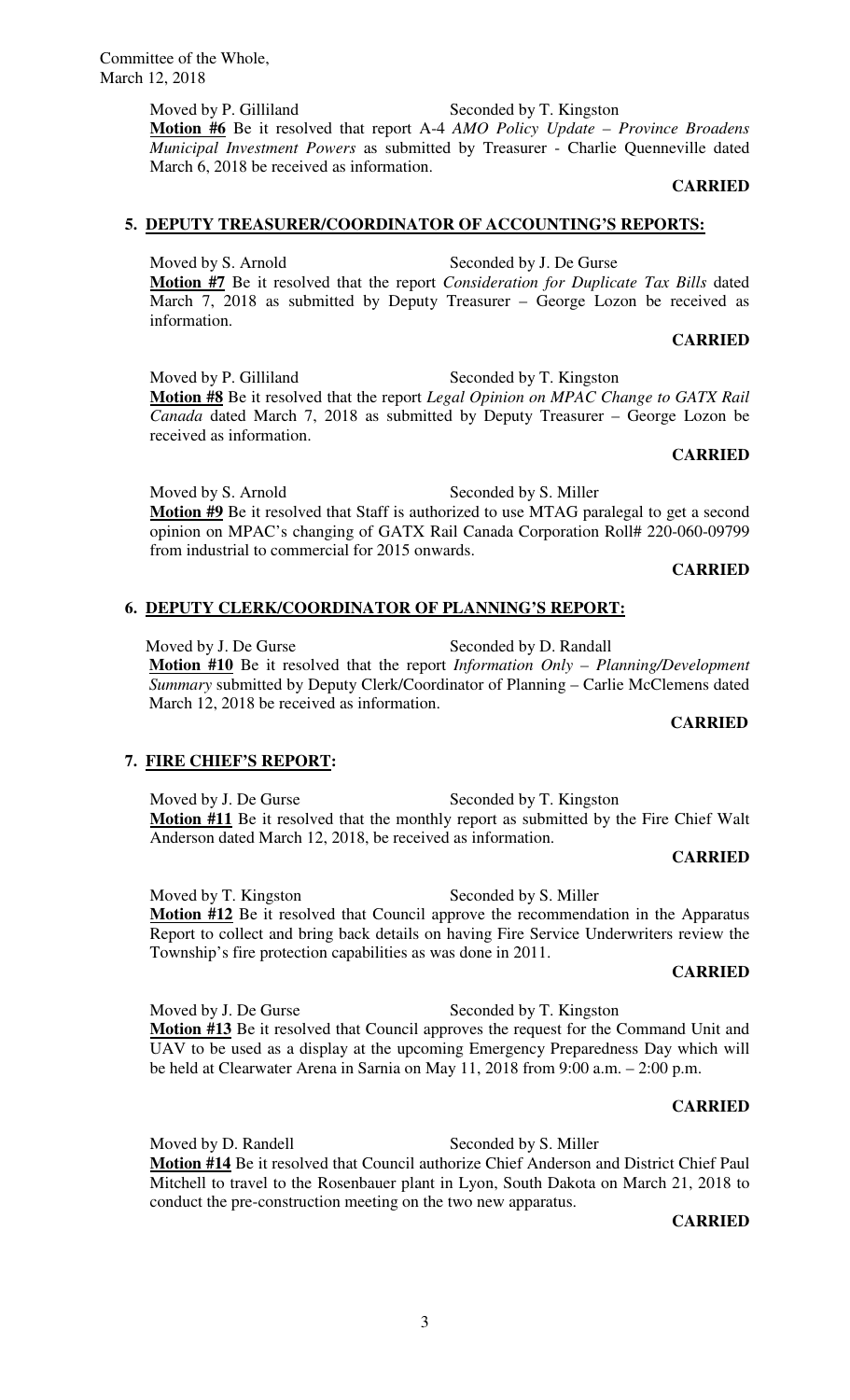Moved by P. Gilliland Seconded by T. Kingston

**Motion #6** Be it resolved that report A-4 *AMO Policy Update – Province Broadens Municipal Investment Powers* as submitted by Treasurer - Charlie Quenneville dated March 6, 2018 be received as information.

**CARRIED**

## 5. DEPUTY TREASURER/COORDINATOR OF ACCOUNTING'S REPORTS:

Moved by S. Arnold Seconded by J. De Gurse

**Motion #7** Be it resolved that the report *Consideration for Duplicate Tax Bills* dated March 7, 2018 as submitted by Deputy Treasurer – George Lozon be received as information.

**CARRIED**

Moved by P. Gilliland Seconded by T. Kingston

**Motion #8** Be it resolved that the report *Legal Opinion on MPAC Change to GATX Rail Canada* dated March 7, 2018 as submitted by Deputy Treasurer – George Lozon be received as information.

**CARRIED**

Moved by S. Arnold Seconded by S. Miller

**Motion #9** Be it resolved that Staff is authorized to use MTAG paralegal to get a second opinion on MPAC's changing of GATX Rail Canada Corporation Roll# 220-060-09799 from industrial to commercial for 2015 onwards.

**CARRIED**

## 6. DEPUTY CLERK/COORDINATOR OF PLANNING'S REPORT:

Moved by J. De Gurse Seconded by D. Randall

**Motion #10** Be it resolved that the report *Information Only – Planning/Development Summary* submitted by Deputy Clerk/Coordinator of Planning – Carlie McClemens dated March 12, 2018 be received as information.

**CARRIED**

## 7. FIRE CHIEF'S REPORT:

Moved by J. De Gurse Seconded by T. Kingston

**Motion #11** Be it resolved that the monthly report as submitted by the Fire Chief Walt Anderson dated March 12, 2018, be received as information.

**CARRIED**

Moved by T. Kingston Seconded by S. Miller

**Motion #12** Be it resolved that Council approve the recommendation in the Apparatus Report to collect and bring back details on having Fire Service Underwriters review the Township's fire protection capabilities as was done in 2011.

**CARRIED**

Moved by J. De Gurse Seconded by T. Kingston

**Motion #13** Be it resolved that Council approves the request for the Command Unit and UAV to be used as a display at the upcoming Emergency Preparedness Day which will be held at Clearwater Arena in Sarnia on May 11, 2018 from 9:00 a.m. – 2:00 p.m.

**CARRIED**

Moved by D. Randell Seconded by S. Miller

**Motion #14** Be it resolved that Council authorize Chief Anderson and District Chief Paul Mitchell to travel to the Rosenbauer plant in Lyon, South Dakota on March 21, 2018 to conduct the pre-construction meeting on the two new apparatus.

**CARRIED**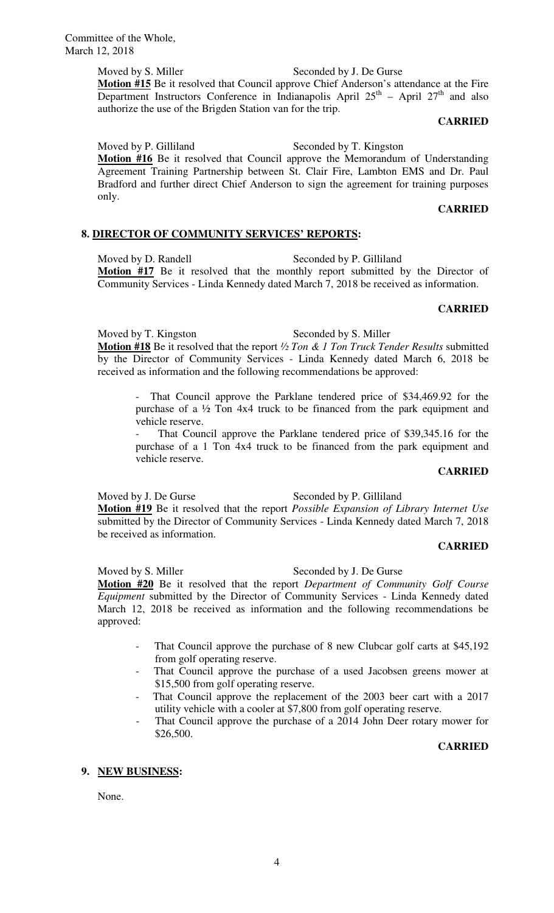Moved by S. Miller Seconded by J. De Gurse

**Motion #15** Be it resolved that Council approve Chief Anderson's attendance at the Fire Department Instructors Conference in Indianapolis April 25th – April 27th and also authorize the use of the Brigden Station van for the trip.

**CARRIED**

Moved by P. Gilliland Seconded by T. Kingston

**Motion #16** Be it resolved that Council approve the Memorandum of Understanding Agreement Training Partnership between St. Clair Fire, Lambton EMS and Dr. Paul Bradford and further direct Chief Anderson to sign the agreement for training purposes only.

**CARRIED**

## 8. DIRECTOR OF COMMUNITY SERVICES' REPORTS:

Moved by D. Randell Seconded by P. Gilliland

**Motion #17** Be it resolved that the monthly report submitted by the Director of Community Services - Linda Kennedy dated March 7, 2018 be received as information.

**CARRIED**

Moved by T. Kingston Seconded by S. Miller

**Motion #18** Be it resolved that the report *½ Ton & 1 Ton Truck Tender Results* submitted by the Director of Community Services - Linda Kennedy dated March 6, 2018 be received as information and the following recommendations be approved:

- That Council approve the Parklane tendered price of $34,469.92 for the purchase of a ½ Ton 4x4 truck to be financed from the park equipment and vehicle reserve.
- That Council approve the Parklane tendered price of $39,345.16 for the purchase of a 1 Ton 4x4 truck to be financed from the park equipment and vehicle reserve.

**CARRIED**

Moved by J. De Gurse Seconded by P. Gilliland

**Motion #19** Be it resolved that the report *Possible Expansion of Library Internet Use* submitted by the Director of Community Services - Linda Kennedy dated March 7, 2018 be received as information.

**CARRIED**

Moved by S. Miller Seconded by J. De Gurse

**Motion #20** Be it resolved that the report *Department of Community Golf Course Equipment* submitted by the Director of Community Services - Linda Kennedy dated March 12, 2018 be received as information and the following recommendations be approved:

- That Council approve the purchase of 8 new Clubcar golf carts at $45,192 from golf operating reserve.
- That Council approve the purchase of a used Jacobsen greens mower at $15,500 from golf operating reserve.
- That Council approve the replacement of the 2003 beer cart with a 2017 utility vehicle with a cooler at $7,800 from golf operating reserve.
- That Council approve the purchase of a 2014 John Deer rotary mower for $26,500.

**CARRIED**

## 9. NEW BUSINESS:

None.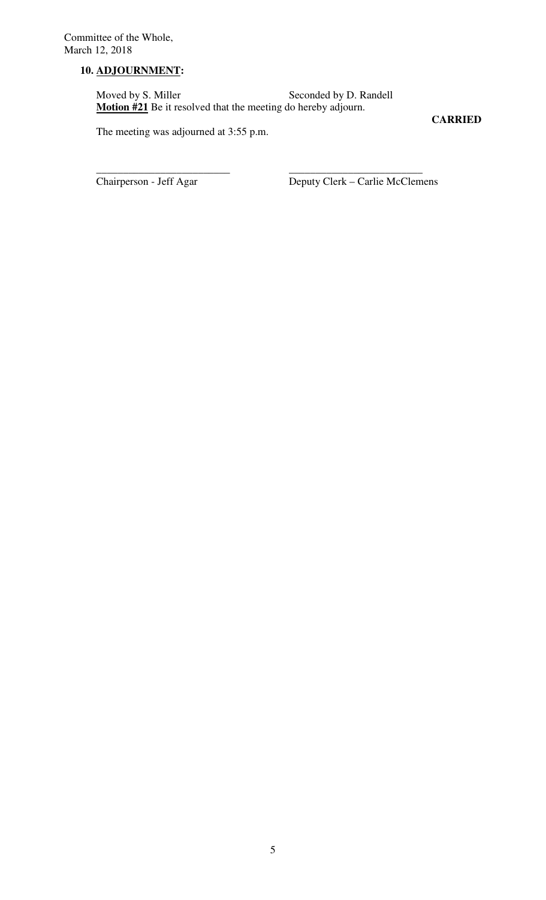## 10. ADJOURNMENT:

Moved by S. Miller Seconded by D. Randell

**Motion #21** Be it resolved that the meeting do hereby adjourn.

**CARRIED**

The meeting was adjourned at 3:55 p.m.

\_\_\_\_\_\_\_\_\_\_\_\_\_\_\_\_\_\_\_\_\_\_\_\_\_ \_\_\_\_\_\_\_\_\_\_\_\_\_\_\_\_\_\_\_\_\_\_\_\_\_

Chairperson - Jeff Agar Deputy Clerk – Carlie McClemens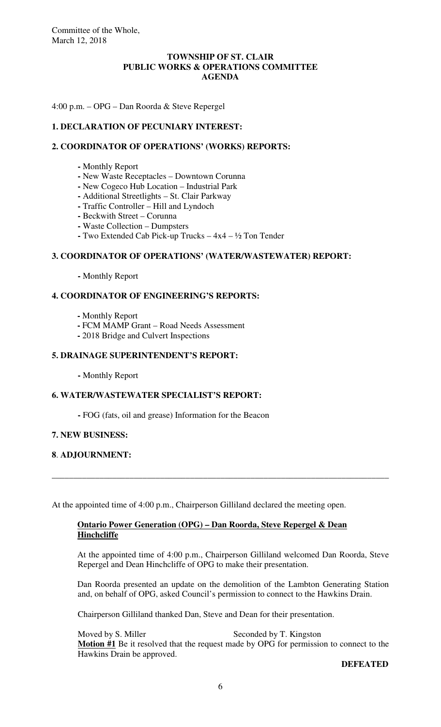Committee of the Whole,
March 12, 2018

**TOWNSHIP OF ST. CLAIR**
**PUBLIC WORKS & OPERATIONS COMMITTEE**
**AGENDA**

4:00 p.m. – OPG – Dan Roorda & Steve Repergel

**1. DECLARATION OF PECUNIARY INTEREST:**

**2. COORDINATOR OF OPERATIONS' (WORKS) REPORTS:**

- Monthly Report
- New Waste Receptacles – Downtown Corunna
- New Cogeco Hub Location – Industrial Park
- Additional Streetlights – St. Clair Parkway
- Traffic Controller – Hill and Lyndoch
- Beckwith Street – Corunna
- Waste Collection – Dumpsters
- Two Extended Cab Pick-up Trucks – 4x4 – ½ Ton Tender

**3. COORDINATOR OF OPERATIONS' (WATER/WASTEWATER) REPORT:**

- Monthly Report

**4. COORDINATOR OF ENGINEERING'S REPORTS:**

- Monthly Report
- FCM MAMP Grant – Road Needs Assessment
- 2018 Bridge and Culvert Inspections

**5. DRAINAGE SUPERINTENDENT'S REPORT:**

- Monthly Report

**6. WATER/WASTEWATER SPECIALIST'S REPORT:**

- FOG (fats, oil and grease) Information for the Beacon

**7. NEW BUSINESS:**

**8. ADJOURNMENT:**

---

At the appointed time of 4:00 p.m., Chairperson Gilliland declared the meeting open.

**Ontario Power Generation (OPG) – Dan Roorda, Steve Repergel & Dean Hinchcliffe**

At the appointed time of 4:00 p.m., Chairperson Gilliland welcomed Dan Roorda, Steve Repergel and Dean Hinchcliffe of OPG to make their presentation.

Dan Roorda presented an update on the demolition of the Lambton Generating Station and, on behalf of OPG, asked Council's permission to connect to the Hawkins Drain.

Chairperson Gilliland thanked Dan, Steve and Dean for their presentation.

Moved by S. Miller          Seconded by T. Kingston

**Motion #1** Be it resolved that the request made by OPG for permission to connect to the Hawkins Drain be approved.

**DEFEATED**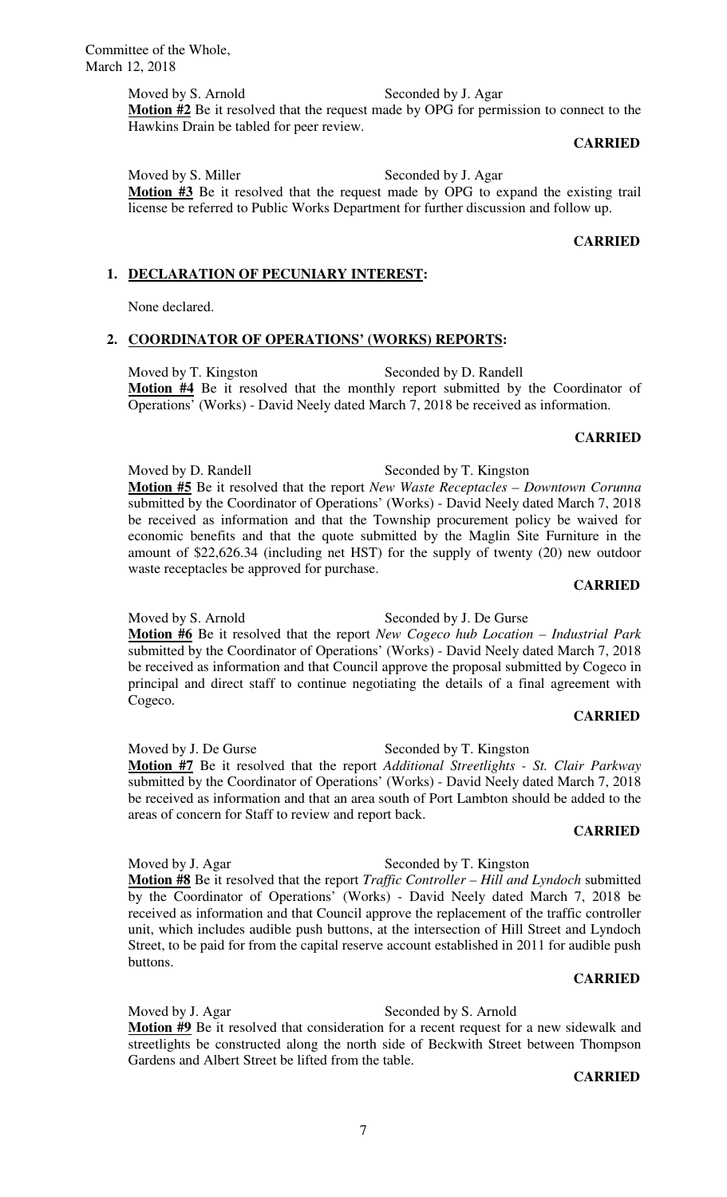Moved by S. Arnold Seconded by J. Agar

**Motion #2** Be it resolved that the request made by OPG for permission to connect to the Hawkins Drain be tabled for peer review.

**CARRIED**

Moved by S. Miller Seconded by J. Agar

**Motion #3** Be it resolved that the request made by OPG to expand the existing trail license be referred to Public Works Department for further discussion and follow up.

**CARRIED**

## 1. DECLARATION OF PECUNIARY INTEREST:

None declared.

## 2. COORDINATOR OF OPERATIONS' (WORKS) REPORTS:

Moved by T. Kingston Seconded by D. Randell

**Motion #4** Be it resolved that the monthly report submitted by the Coordinator of Operations' (Works) - David Neely dated March 7, 2018 be received as information.

**CARRIED**

Moved by D. Randell Seconded by T. Kingston

**Motion #5** Be it resolved that the report *New Waste Receptacles – Downtown Corunna* submitted by the Coordinator of Operations' (Works) - David Neely dated March 7, 2018 be received as information and that the Township procurement policy be waived for economic benefits and that the quote submitted by the Maglin Site Furniture in the amount of $22,626.34 (including net HST) for the supply of twenty (20) new outdoor waste receptacles be approved for purchase.

**CARRIED**

Moved by S. Arnold Seconded by J. De Gurse

**Motion #6** Be it resolved that the report *New Cogeco hub Location – Industrial Park* submitted by the Coordinator of Operations' (Works) - David Neely dated March 7, 2018 be received as information and that Council approve the proposal submitted by Cogeco in principal and direct staff to continue negotiating the details of a final agreement with Cogeco.

**CARRIED**

Moved by J. De Gurse Seconded by T. Kingston

**Motion #7** Be it resolved that the report *Additional Streetlights - St. Clair Parkway* submitted by the Coordinator of Operations' (Works) - David Neely dated March 7, 2018 be received as information and that an area south of Port Lambton should be added to the areas of concern for Staff to review and report back.

**CARRIED**

Moved by J. Agar Seconded by T. Kingston

**Motion #8** Be it resolved that the report *Traffic Controller – Hill and Lyndoch* submitted by the Coordinator of Operations' (Works) - David Neely dated March 7, 2018 be received as information and that Council approve the replacement of the traffic controller unit, which includes audible push buttons, at the intersection of Hill Street and Lyndoch Street, to be paid for from the capital reserve account established in 2011 for audible push buttons.

**CARRIED**

Moved by J. Agar Seconded by S. Arnold

**Motion #9** Be it resolved that consideration for a recent request for a new sidewalk and streetlights be constructed along the north side of Beckwith Street between Thompson Gardens and Albert Street be lifted from the table.

**CARRIED**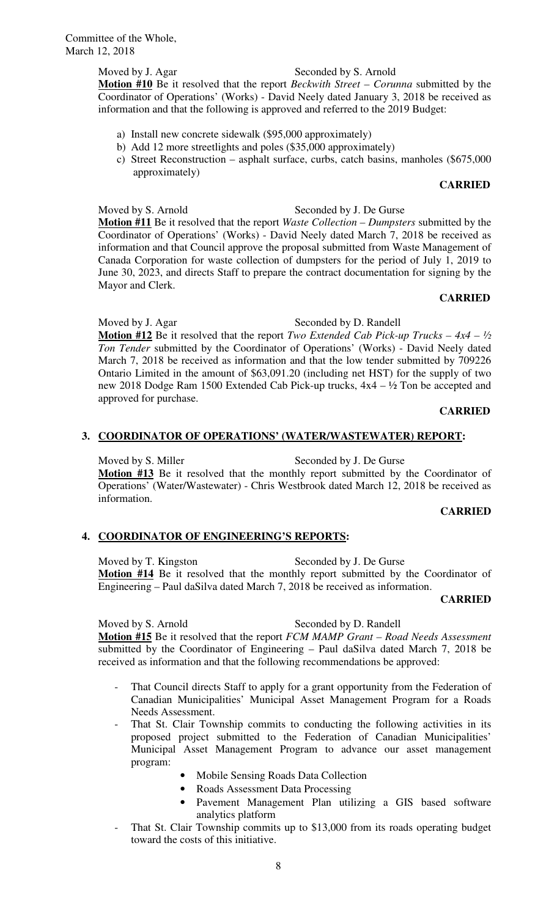Moved by J. Agar Seconded by S. Arnold

**Motion #10** Be it resolved that the report *Beckwith Street – Corunna* submitted by the Coordinator of Operations' (Works) - David Neely dated January 3, 2018 be received as information and that the following is approved and referred to the 2019 Budget:

a) Install new concrete sidewalk ($95,000 approximately)
b) Add 12 more streetlights and poles ($35,000 approximately)
c) Street Reconstruction – asphalt surface, curbs, catch basins, manholes ($675,000 approximately)

**CARRIED**

Moved by S. Arnold Seconded by J. De Gurse

**Motion #11** Be it resolved that the report *Waste Collection – Dumpsters* submitted by the Coordinator of Operations' (Works) - David Neely dated March 7, 2018 be received as information and that Council approve the proposal submitted from Waste Management of Canada Corporation for waste collection of dumpsters for the period of July 1, 2019 to June 30, 2023, and directs Staff to prepare the contract documentation for signing by the Mayor and Clerk.

**CARRIED**

Moved by J. Agar Seconded by D. Randell

**Motion #12** Be it resolved that the report *Two Extended Cab Pick-up Trucks – 4x4 – ½ Ton Tender* submitted by the Coordinator of Operations' (Works) - David Neely dated March 7, 2018 be received as information and that the low tender submitted by 709226 Ontario Limited in the amount of $63,091.20 (including net HST) for the supply of two new 2018 Dodge Ram 1500 Extended Cab Pick-up trucks, 4x4 – ½ Ton be accepted and approved for purchase.

**CARRIED**

## 3. COORDINATOR OF OPERATIONS' (WATER/WASTEWATER) REPORT:

Moved by S. Miller Seconded by J. De Gurse

**Motion #13** Be it resolved that the monthly report submitted by the Coordinator of Operations' (Water/Wastewater) - Chris Westbrook dated March 12, 2018 be received as information.

**CARRIED**

## 4. COORDINATOR OF ENGINEERING'S REPORTS:

Moved by T. Kingston Seconded by J. De Gurse

**Motion #14** Be it resolved that the monthly report submitted by the Coordinator of Engineering – Paul daSilva dated March 7, 2018 be received as information.

**CARRIED**

Moved by S. Arnold Seconded by D. Randell

**Motion #15** Be it resolved that the report *FCM MAMP Grant – Road Needs Assessment* submitted by the Coordinator of Engineering – Paul daSilva dated March 7, 2018 be received as information and that the following recommendations be approved:

- That Council directs Staff to apply for a grant opportunity from the Federation of Canadian Municipalities' Municipal Asset Management Program for a Roads Needs Assessment.
- That St. Clair Township commits to conducting the following activities in its proposed project submitted to the Federation of Canadian Municipalities' Municipal Asset Management Program to advance our asset management program:
  - Mobile Sensing Roads Data Collection
  - Roads Assessment Data Processing
  - Pavement Management Plan utilizing a GIS based software analytics platform
- That St. Clair Township commits up to $13,000 from its roads operating budget toward the costs of this initiative.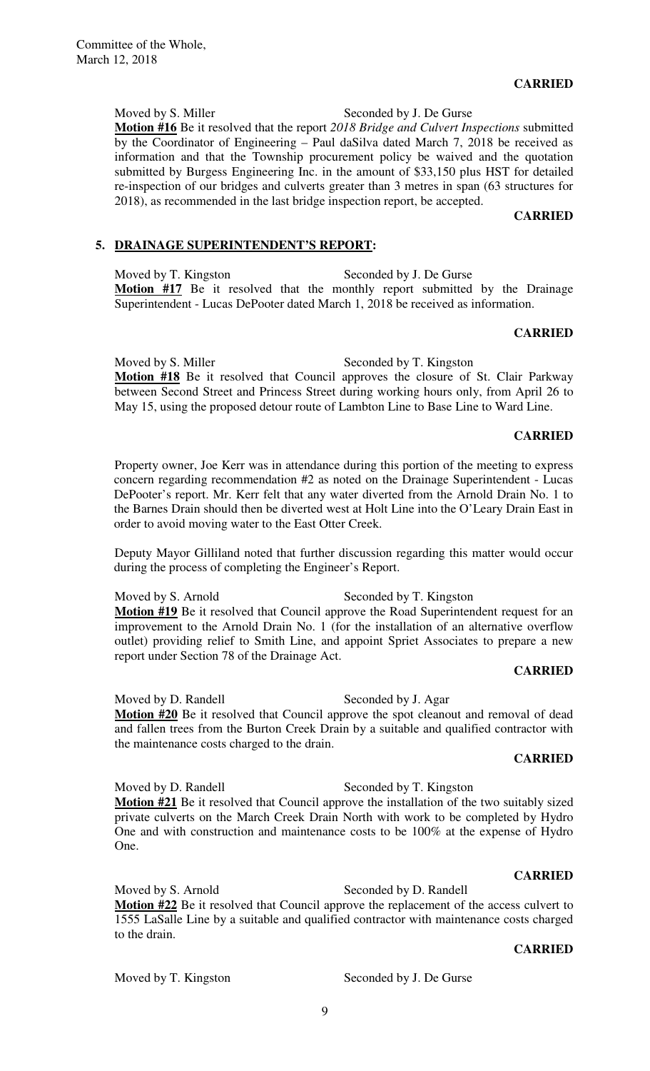**CARRIED**

Moved by S. Miller Seconded by J. De Gurse

**Motion #16** Be it resolved that the report *2018 Bridge and Culvert Inspections* submitted by the Coordinator of Engineering – Paul daSilva dated March 7, 2018 be received as information and that the Township procurement policy be waived and the quotation submitted by Burgess Engineering Inc. in the amount of $33,150 plus HST for detailed re-inspection of our bridges and culverts greater than 3 metres in span (63 structures for 2018), as recommended in the last bridge inspection report, be accepted.

**CARRIED**

## 5. DRAINAGE SUPERINTENDENT'S REPORT:

Moved by T. Kingston Seconded by J. De Gurse

**Motion #17** Be it resolved that the monthly report submitted by the Drainage Superintendent - Lucas DePooter dated March 1, 2018 be received as information.

**CARRIED**

Moved by S. Miller Seconded by T. Kingston

**Motion #18** Be it resolved that Council approves the closure of St. Clair Parkway between Second Street and Princess Street during working hours only, from April 26 to May 15, using the proposed detour route of Lambton Line to Base Line to Ward Line.

**CARRIED**

Property owner, Joe Kerr was in attendance during this portion of the meeting to express concern regarding recommendation #2 as noted on the Drainage Superintendent - Lucas DePooter's report. Mr. Kerr felt that any water diverted from the Arnold Drain No. 1 to the Barnes Drain should then be diverted west at Holt Line into the O'Leary Drain East in order to avoid moving water to the East Otter Creek.

Deputy Mayor Gilliland noted that further discussion regarding this matter would occur during the process of completing the Engineer's Report.

Moved by S. Arnold Seconded by T. Kingston

**Motion #19** Be it resolved that Council approve the Road Superintendent request for an improvement to the Arnold Drain No. 1 (for the installation of an alternative overflow outlet) providing relief to Smith Line, and appoint Spriet Associates to prepare a new report under Section 78 of the Drainage Act.

**CARRIED**

Moved by D. Randell Seconded by J. Agar

**Motion #20** Be it resolved that Council approve the spot cleanout and removal of dead and fallen trees from the Burton Creek Drain by a suitable and qualified contractor with the maintenance costs charged to the drain.

**CARRIED**

Moved by D. Randell Seconded by T. Kingston

**Motion #21** Be it resolved that Council approve the installation of the two suitably sized private culverts on the March Creek Drain North with work to be completed by Hydro One and with construction and maintenance costs to be 100% at the expense of Hydro One.

**CARRIED**

Moved by S. Arnold Seconded by D. Randell

**Motion #22** Be it resolved that Council approve the replacement of the access culvert to 1555 LaSalle Line by a suitable and qualified contractor with maintenance costs charged to the drain.

**CARRIED**

Moved by T. Kingston Seconded by J. De Gurse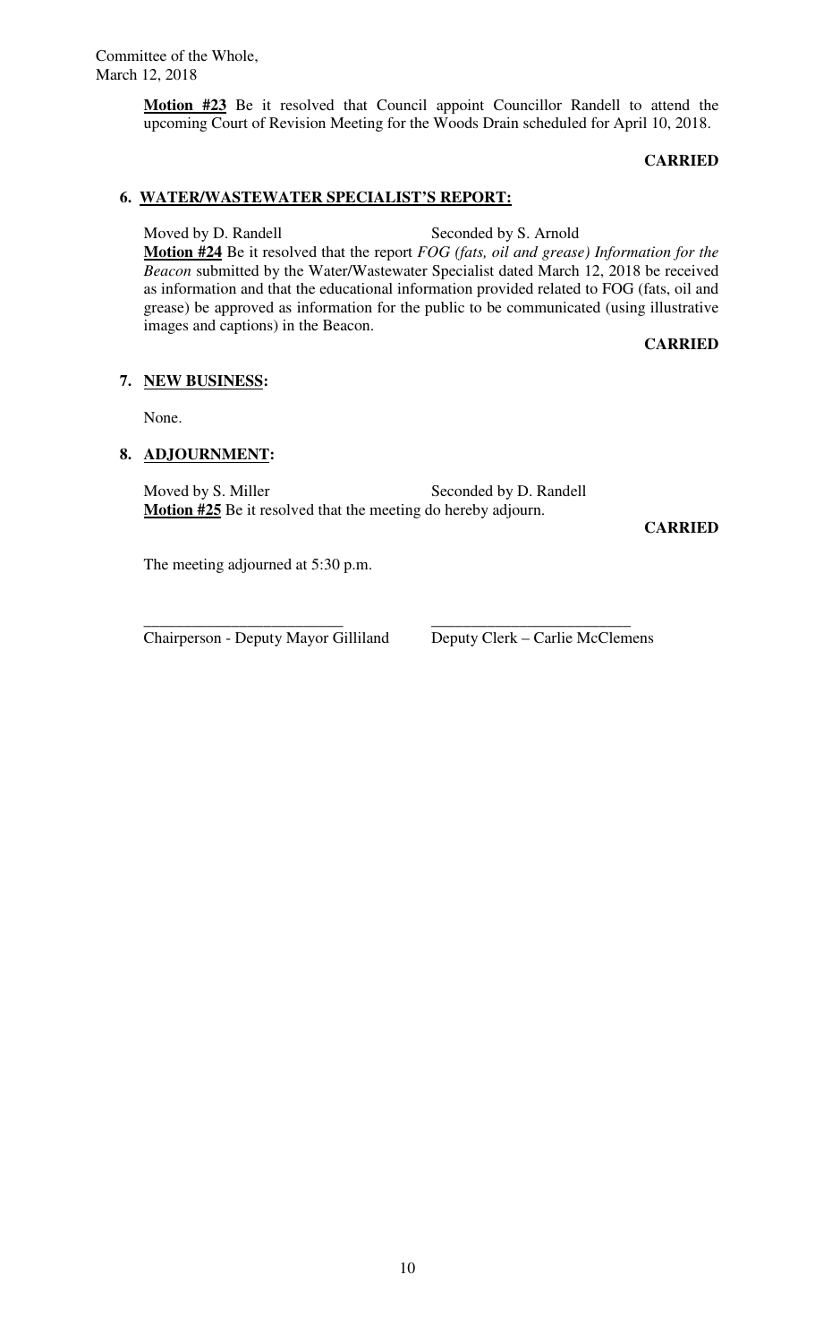**Motion #23** Be it resolved that Council appoint Councillor Randell to attend the upcoming Court of Revision Meeting for the Woods Drain scheduled for April 10, 2018.

**CARRIED**

## 6. WATER/WASTEWATER SPECIALIST'S REPORT:

Moved by D. Randell Seconded by S. Arnold

**Motion #24** Be it resolved that the report *FOG (fats, oil and grease) Information for the Beacon* submitted by the Water/Wastewater Specialist dated March 12, 2018 be received as information and that the educational information provided related to FOG (fats, oil and grease) be approved as information for the public to be communicated (using illustrative images and captions) in the Beacon.

**CARRIED**

## 7. NEW BUSINESS:

None.

## 8. ADJOURNMENT:

Moved by S. Miller Seconded by D. Randell

**Motion #25** Be it resolved that the meeting do hereby adjourn.

**CARRIED**

The meeting adjourned at 5:30 p.m.

\_\_\_\_\_\_\_\_\_\_\_\_\_\_\_\_\_\_\_\_\_\_\_\_\_ \_\_\_\_\_\_\_\_\_\_\_\_\_\_\_\_\_\_\_\_\_\_\_\_\_

Chairperson - Deputy Mayor Gilliland Deputy Clerk – Carlie McClemens